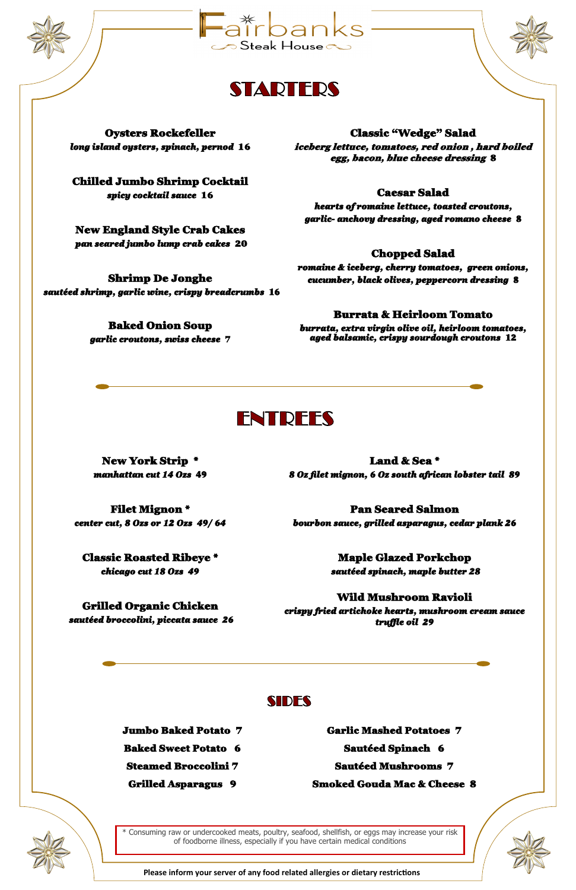# Fairbanks
## Steak House

## STARTERS

**Oysters Rockefeller**
*long island oysters, spinach, pernod* 16

**Chilled Jumbo Shrimp Cocktail**
*spicy cocktail sauce* 16

**New England Style Crab Cakes**
*pan seared jumbo lump crab cakes* 20

**Shrimp De Jonghe**
*sautéed shrimp, garlic wine, crispy breadcrumbs* 16

**Baked Onion Soup**
*garlic croutons, swiss cheese* 7

**Classic "Wedge" Salad**
*iceberg lettuce, tomatoes, red onion , hard boiled egg, bacon, blue cheese dressing* 8

**Caesar Salad**
*hearts of romaine lettuce, toasted croutons, garlic- anchovy dressing, aged romano cheese* 8

**Chopped Salad**
*romaine & iceberg, cherry tomatoes, green onions, cucumber, black olives, peppercorn dressing* 8

**Burrata & Heirloom Tomato**
*burrata, extra virgin olive oil, heirloom tomatoes, aged balsamic, crispy sourdough croutons* 12

## ENTREES

**New York Strip** *
*manhattan cut 14 Ozs* 49

**Filet Mignon** *
*center cut, 8 Ozs or 12 Ozs* 49/ 64

**Classic Roasted Ribeye** *
*chicago cut 18 Ozs* 49

**Grilled Organic Chicken**
*sautéed broccolini, piccata sauce* 26

**Land & Sea** *
*8 Oz filet mignon, 6 Oz south african lobster tail* 89

**Pan Seared Salmon**
*bourbon sauce, grilled asparagus, cedar plank* 26

**Maple Glazed Porkchop**
*sautéed spinach, maple butter* 28

**Wild Mushroom Ravioli**
*crispy fried artichoke hearts, mushroom cream sauce truffle oil* 29

## SIDES

**Jumbo Baked Potato** 7
**Baked Sweet Potato** 6
**Steamed Broccolini** 7
**Grilled Asparagus** 9
**Garlic Mashed Potatoes** 7
**Sautéed Spinach** 6
**Sautéed Mushrooms** 7
**Smoked Gouda Mac & Cheese** 8

* Consuming raw or undercooked meats, poultry, seafood, shellfish, or eggs may increase your risk of foodborne illness, especially if you have certain medical conditions

**Please inform your server of any food related allergies or dietary restrictions**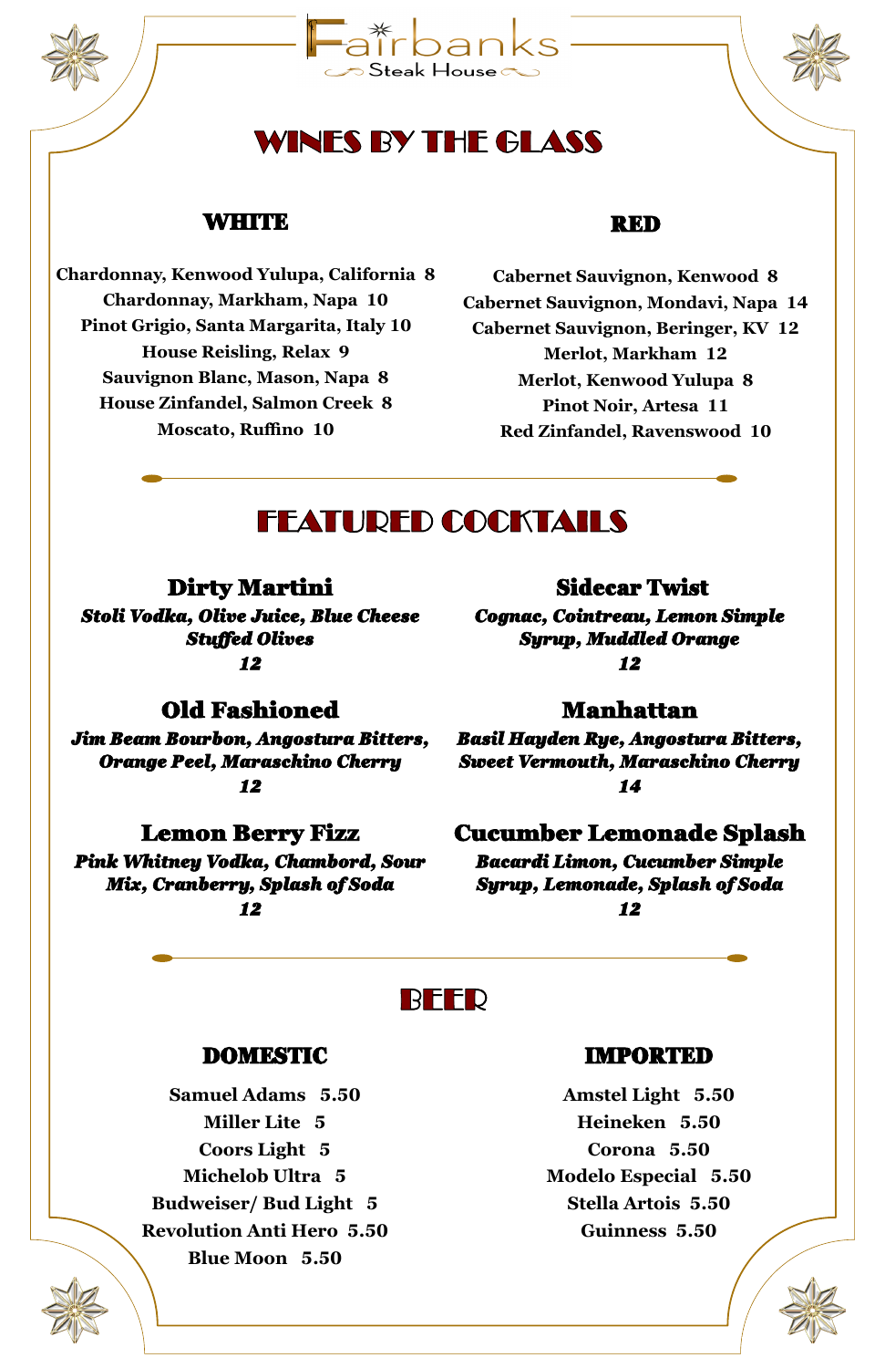# Fairbanks
Steak House

## WINES BY THE GLASS

### WHITE

**Chardonnay, Kenwood Yulupa, California 8**
**Chardonnay, Markham, Napa 10**
**Pinot Grigio, Santa Margarita, Italy 10**
**House Reisling, Relax 9**
**Sauvignon Blanc, Mason, Napa 8**
**House Zinfandel, Salmon Creek 8**
**Moscato, Ruffino 10**

### RED

**Cabernet Sauvignon, Kenwood 8**
**Cabernet Sauvignon, Mondavi, Napa 14**
**Cabernet Sauvignon, Beringer, KV 12**
**Merlot, Markham 12**
**Merlot, Kenwood Yulupa 8**
**Pinot Noir, Artesa 11**
**Red Zinfandel, Ravenswood 10**

## FEATURED COCKTAILS

### Dirty Martini
***Stoli Vodka, Olive Juice, Blue Cheese Stuffed Olives***
***12***

### Sidecar Twist
***Cognac, Cointreau, Lemon Simple Syrup, Muddled Orange***
***12***

### Old Fashioned
***Jim Beam Bourbon, Angostura Bitters, Orange Peel, Maraschino Cherry***
***12***

### Manhattan
***Basil Hayden Rye, Angostura Bitters, Sweet Vermouth, Maraschino Cherry***
***14***

### Lemon Berry Fizz
***Pink Whitney Vodka, Chambord, Sour Mix, Cranberry, Splash of Soda***
***12***

### Cucumber Lemonade Splash
***Bacardi Limon, Cucumber Simple Syrup, Lemonade, Splash of Soda***
***12***

## BEER

### DOMESTIC

**Samuel Adams 5.50**
**Miller Lite 5**
**Coors Light 5**
**Michelob Ultra 5**
**Budweiser/ Bud Light 5**
**Revolution Anti Hero 5.50**
**Blue Moon 5.50**

### IMPORTED

**Amstel Light 5.50**
**Heineken 5.50**
**Corona 5.50**
**Modelo Especial 5.50**
**Stella Artois 5.50**
**Guinness 5.50**